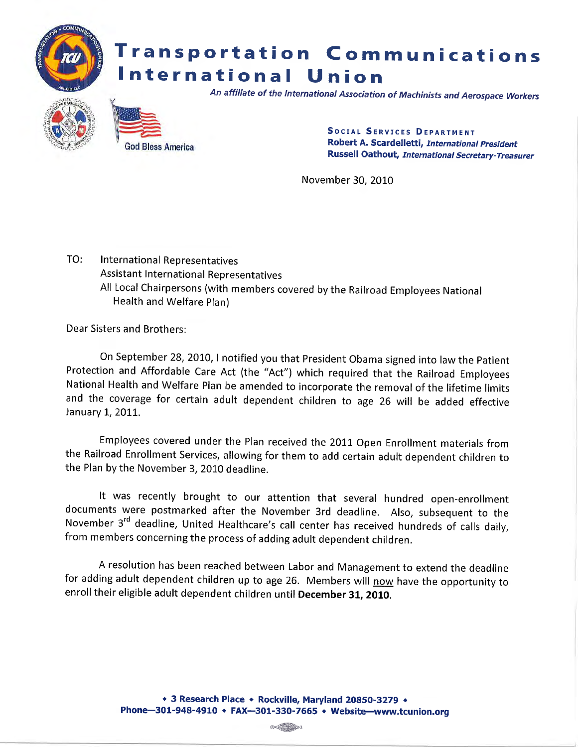# Transportation Communications International Union

*An affiliate of the International Association of Machinists and Aerospace Workers*

God Bless America

**SOCIAL SERVICES DEPARTMENT**
**Robert A. Scardelletti,** ***International President***
**Russell Oathout,** ***International Secretary-Treasurer***

November 30, 2010

TO: International Representatives
Assistant International Representatives
All Local Chairpersons (with members covered by the Railroad Employees National Health and Welfare Plan)

Dear Sisters and Brothers:

On September 28, 2010, I notified you that President Obama signed into law the Patient Protection and Affordable Care Act (the "Act") which required that the Railroad Employees National Health and Welfare Plan be amended to incorporate the removal of the lifetime limits and the coverage for certain adult dependent children to age 26 will be added effective January 1, 2011.

Employees covered under the Plan received the 2011 Open Enrollment materials from the Railroad Enrollment Services, allowing for them to add certain adult dependent children to the Plan by the November 3, 2010 deadline.

It was recently brought to our attention that several hundred open-enrollment documents were postmarked after the November 3rd deadline. Also, subsequent to the November 3rd deadline, United Healthcare's call center has received hundreds of calls daily, from members concerning the process of adding adult dependent children.

A resolution has been reached between Labor and Management to extend the deadline for adding adult dependent children up to age 26. Members will now have the opportunity to enroll their eligible adult dependent children until **December 31, 2010**.

**• 3 Research Place • Rockville, Maryland 20850-3279 •**
**Phone—301-948-4910 • FAX—301-330-7665 • Website—www.tcunion.org**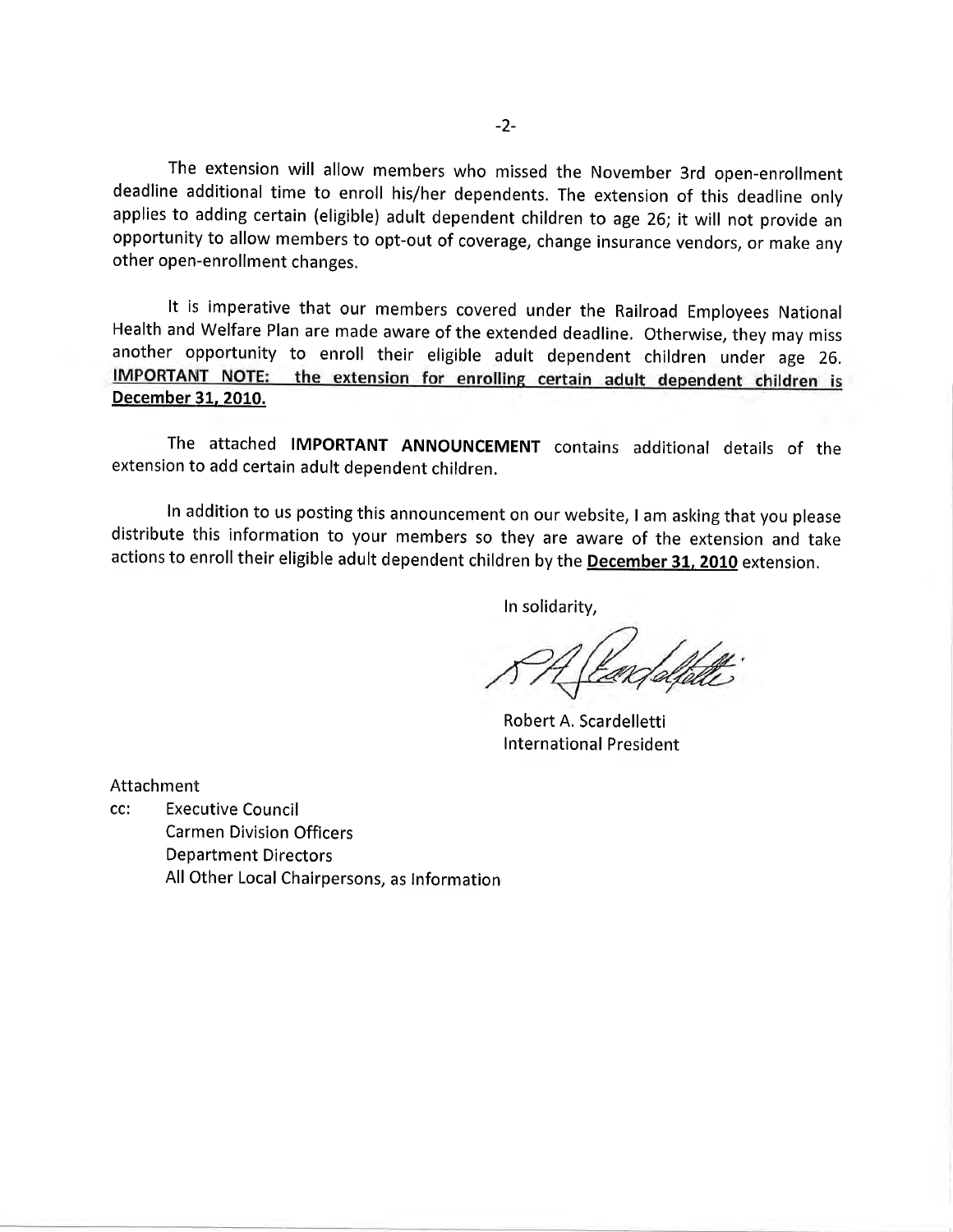The extension will allow members who missed the November 3rd open-enrollment deadline additional time to enroll his/her dependents. The extension of this deadline only applies to adding certain (eligible) adult dependent children to age 26; it will not provide an opportunity to allow members to opt-out of coverage, change insurance vendors, or make any other open-enrollment changes.

It is imperative that our members covered under the Railroad Employees National Health and Welfare Plan are made aware of the extended deadline. Otherwise, they may miss another opportunity to enroll their eligible adult dependent children under age 26. **IMPORTANT NOTE: the extension for enrolling certain adult dependent children is December 31, 2010.**

The attached **IMPORTANT ANNOUNCEMENT** contains additional details of the extension to add certain adult dependent children.

In addition to us posting this announcement on our website, I am asking that you please distribute this information to your members so they are aware of the extension and take actions to enroll their eligible adult dependent children by the **December 31, 2010** extension.

In solidarity,

Robert A. Scardelletti
International President

Attachment

cc: Executive Council
Carmen Division Officers
Department Directors
All Other Local Chairpersons, as Information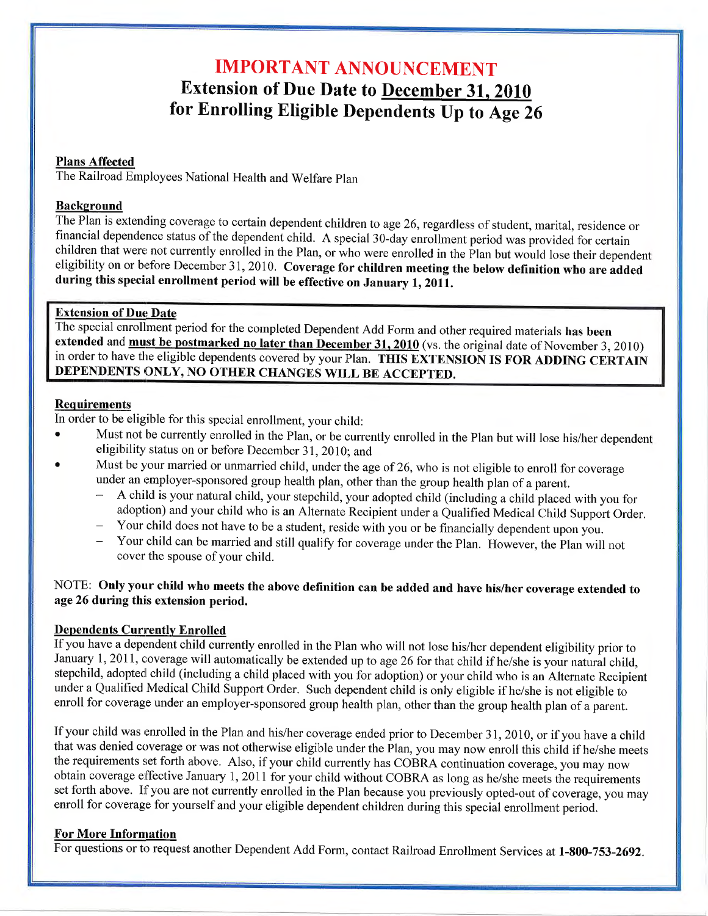# IMPORTANT ANNOUNCEMENT

## Extension of Due Date to December 31, 2010 for Enrolling Eligible Dependents Up to Age 26

**Plans Affected**

The Railroad Employees National Health and Welfare Plan

**Background**

The Plan is extending coverage to certain dependent children to age 26, regardless of student, marital, residence or financial dependence status of the dependent child. A special 30-day enrollment period was provided for certain children that were not currently enrolled in the Plan, or who were enrolled in the Plan but would lose their dependent eligibility on or before December 31, 2010. **Coverage for children meeting the below definition who are added during this special enrollment period will be effective on January 1, 2011.**

**Extension of Due Date**

The special enrollment period for the completed Dependent Add Form and other required materials **has been extended** and **must be postmarked no later than December 31, 2010** (vs. the original date of November 3, 2010) in order to have the eligible dependents covered by your Plan. **THIS EXTENSION IS FOR ADDING CERTAIN DEPENDENTS ONLY, NO OTHER CHANGES WILL BE ACCEPTED.**

**Requirements**

In order to be eligible for this special enrollment, your child:

- Must not be currently enrolled in the Plan, or be currently enrolled in the Plan but will lose his/her dependent eligibility status on or before December 31, 2010; and
- Must be your married or unmarried child, under the age of 26, who is not eligible to enroll for coverage under an employer-sponsored group health plan, other than the group health plan of a parent.
  - A child is your natural child, your stepchild, your adopted child (including a child placed with you for adoption) and your child who is an Alternate Recipient under a Qualified Medical Child Support Order.
  - Your child does not have to be a student, reside with you or be financially dependent upon you.
  - Your child can be married and still qualify for coverage under the Plan. However, the Plan will not cover the spouse of your child.

NOTE: **Only your child who meets the above definition can be added and have his/her coverage extended to age 26 during this extension period.**

**Dependents Currently Enrolled**

If you have a dependent child currently enrolled in the Plan who will not lose his/her dependent eligibility prior to January 1, 2011, coverage will automatically be extended up to age 26 for that child if he/she is your natural child, stepchild, adopted child (including a child placed with you for adoption) or your child who is an Alternate Recipient under a Qualified Medical Child Support Order. Such dependent child is only eligible if he/she is not eligible to enroll for coverage under an employer-sponsored group health plan, other than the group health plan of a parent.

If your child was enrolled in the Plan and his/her coverage ended prior to December 31, 2010, or if you have a child that was denied coverage or was not otherwise eligible under the Plan, you may now enroll this child if he/she meets the requirements set forth above. Also, if your child currently has COBRA continuation coverage, you may now obtain coverage effective January 1, 2011 for your child without COBRA as long as he/she meets the requirements set forth above. If you are not currently enrolled in the Plan because you previously opted-out of coverage, you may enroll for coverage for yourself and your eligible dependent children during this special enrollment period.

**For More Information**

For questions or to request another Dependent Add Form, contact Railroad Enrollment Services at **1-800-753-2692**.